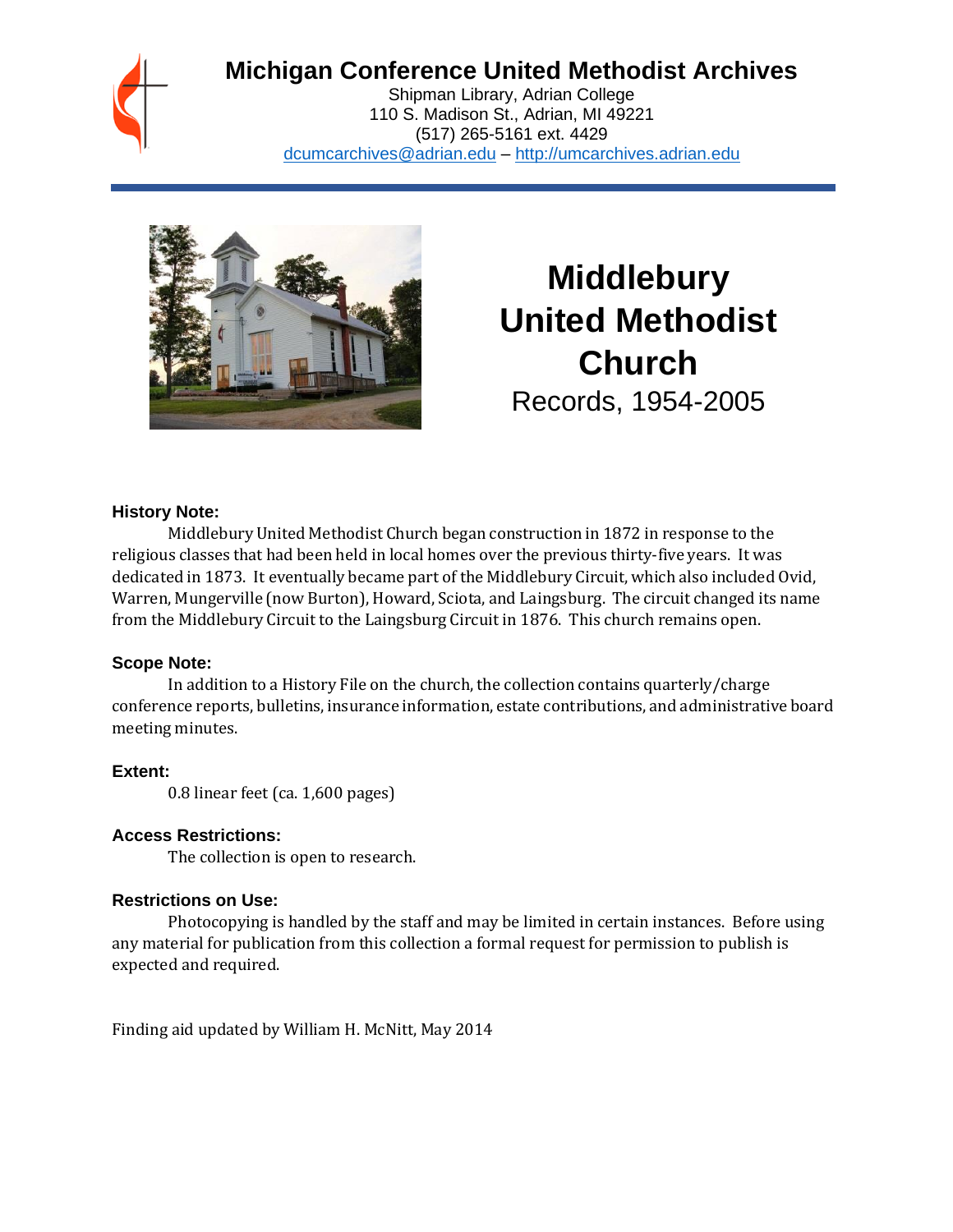# Michigan Conference United Methodist Archives

Shipman Library, Adrian College
110 S. Madison St., Adrian, MI 49221
(517) 265-5161 ext. 4429
dcumcarchives@adrian.edu – http://umcarchives.adrian.edu

# Middlebury United Methodist Church

Records, 1954-2005

### History Note:

Middlebury United Methodist Church began construction in 1872 in response to the religious classes that had been held in local homes over the previous thirty-five years. It was dedicated in 1873. It eventually became part of the Middlebury Circuit, which also included Ovid, Warren, Mungerville (now Burton), Howard, Sciota, and Laingsburg. The circuit changed its name from the Middlebury Circuit to the Laingsburg Circuit in 1876. This church remains open.

### Scope Note:

In addition to a History File on the church, the collection contains quarterly/charge conference reports, bulletins, insurance information, estate contributions, and administrative board meeting minutes.

### Extent:

0.8 linear feet (ca. 1,600 pages)

### Access Restrictions:

The collection is open to research.

### Restrictions on Use:

Photocopying is handled by the staff and may be limited in certain instances. Before using any material for publication from this collection a formal request for permission to publish is expected and required.

Finding aid updated by William H. McNitt, May 2014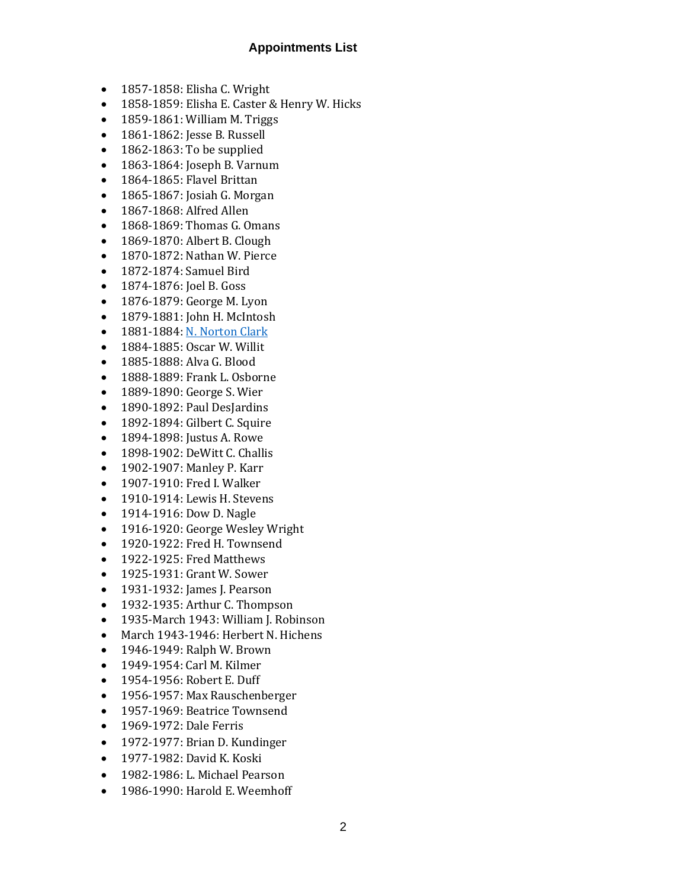### Appointments List

- 1857-1858: Elisha C. Wright
- 1858-1859: Elisha E. Caster & Henry W. Hicks
- 1859-1861: William M. Triggs
- 1861-1862: Jesse B. Russell
- 1862-1863: To be supplied
- 1863-1864: Joseph B. Varnum
- 1864-1865: Flavel Brittan
- 1865-1867: Josiah G. Morgan
- 1867-1868: Alfred Allen
- 1868-1869: Thomas G. Omans
- 1869-1870: Albert B. Clough
- 1870-1872: Nathan W. Pierce
- 1872-1874: Samuel Bird
- 1874-1876: Joel B. Goss
- 1876-1879: George M. Lyon
- 1879-1881: John H. McIntosh
- 1881-1884: N. Norton Clark
- 1884-1885: Oscar W. Willit
- 1885-1888: Alva G. Blood
- 1888-1889: Frank L. Osborne
- 1889-1890: George S. Wier
- 1890-1892: Paul DesJardins
- 1892-1894: Gilbert C. Squire
- 1894-1898: Justus A. Rowe
- 1898-1902: DeWitt C. Challis
- 1902-1907: Manley P. Karr
- 1907-1910: Fred I. Walker
- 1910-1914: Lewis H. Stevens
- 1914-1916: Dow D. Nagle
- 1916-1920: George Wesley Wright
- 1920-1922: Fred H. Townsend
- 1922-1925: Fred Matthews
- 1925-1931: Grant W. Sower
- 1931-1932: James J. Pearson
- 1932-1935: Arthur C. Thompson
- 1935-March 1943: William J. Robinson
- March 1943-1946: Herbert N. Hichens
- 1946-1949: Ralph W. Brown
- 1949-1954: Carl M. Kilmer
- 1954-1956: Robert E. Duff
- 1956-1957: Max Rauschenberger
- 1957-1969: Beatrice Townsend
- 1969-1972: Dale Ferris
- 1972-1977: Brian D. Kundinger
- 1977-1982: David K. Koski
- 1982-1986: L. Michael Pearson
- 1986-1990: Harold E. Weemhoff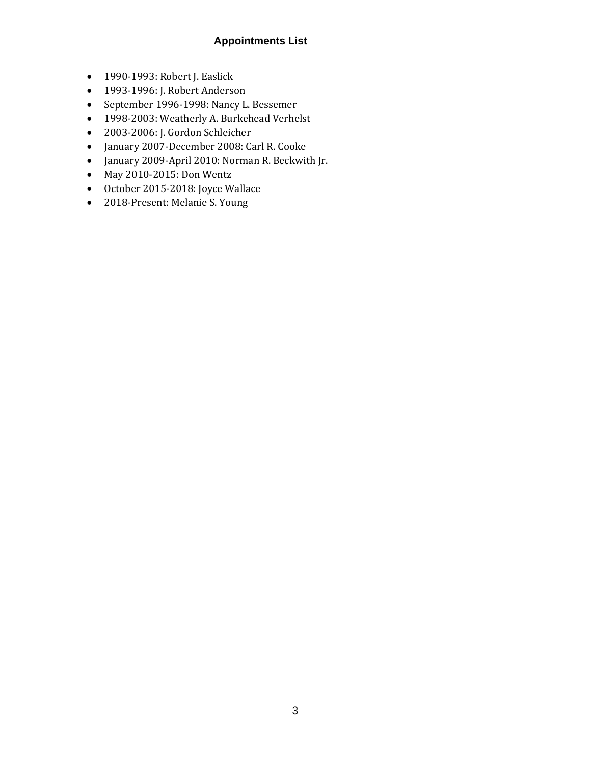## Appointments List

- 1990-1993: Robert J. Easlick
- 1993-1996: J. Robert Anderson
- September 1996-1998: Nancy L. Bessemer
- 1998-2003: Weatherly A. Burkehead Verhelst
- 2003-2006: J. Gordon Schleicher
- January 2007-December 2008: Carl R. Cooke
- January 2009-April 2010: Norman R. Beckwith Jr.
- May 2010-2015: Don Wentz
- October 2015-2018: Joyce Wallace
- 2018-Present: Melanie S. Young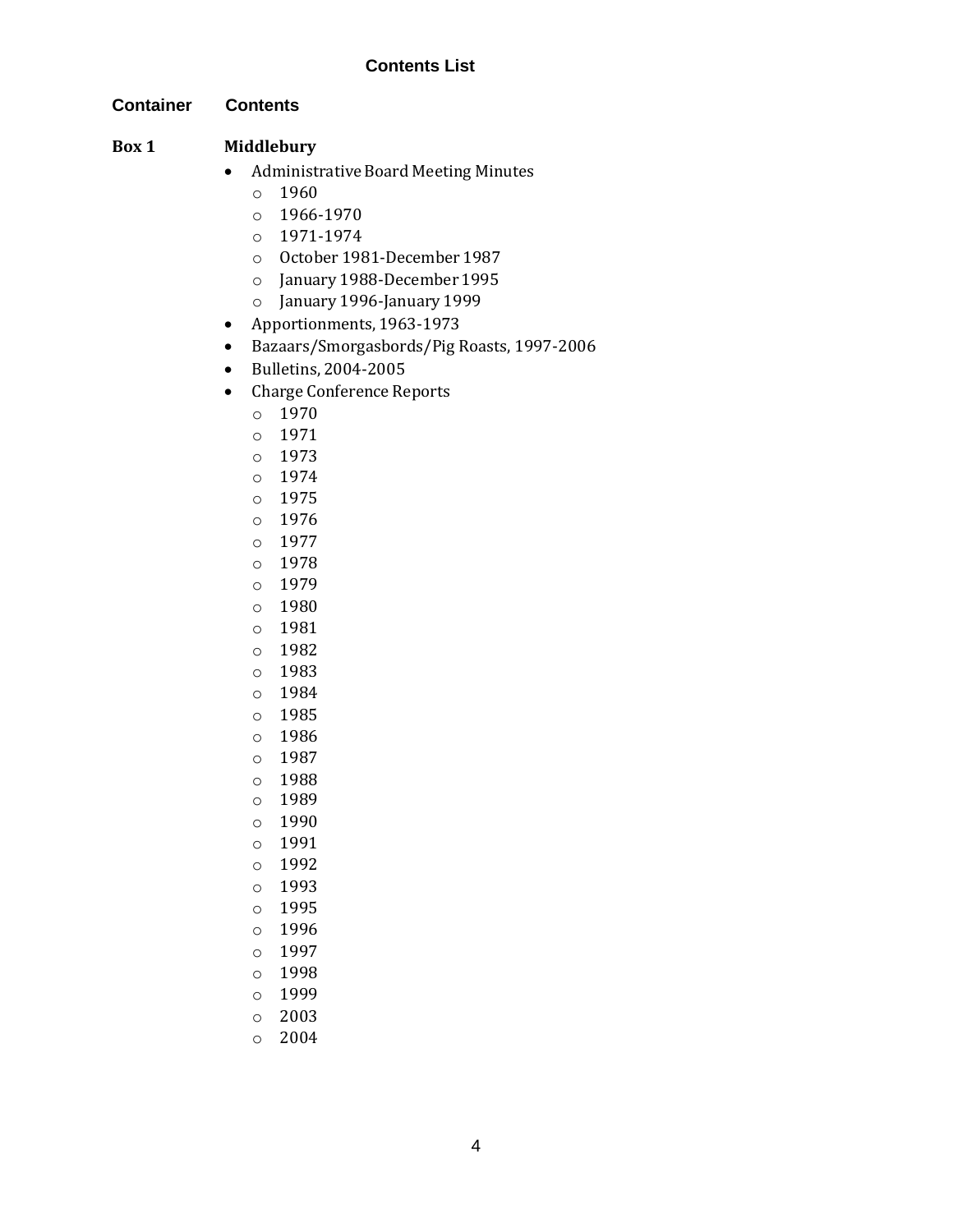## Contents List

| Container | Contents |
|---|---|

**Box 1** **Middlebury**

- Administrative Board Meeting Minutes
  - 1960
  - 1966-1970
  - 1971-1974
  - October 1981-December 1987
  - January 1988-December 1995
  - January 1996-January 1999
- Apportionments, 1963-1973
- Bazaars/Smorgasbords/Pig Roasts, 1997-2006
- Bulletins, 2004-2005
- Charge Conference Reports
  - 1970
  - 1971
  - 1973
  - 1974
  - 1975
  - 1976
  - 1977
  - 1978
  - 1979
  - 1980
  - 1981
  - 1982
  - 1983
  - 1984
  - 1985
  - 1986
  - 1987
  - 1988
  - 1989
  - 1990
  - 1991
  - 1992
  - 1993
  - 1995
  - 1996
  - 1997
  - 1998
  - 1999
  - 2003
  - 2004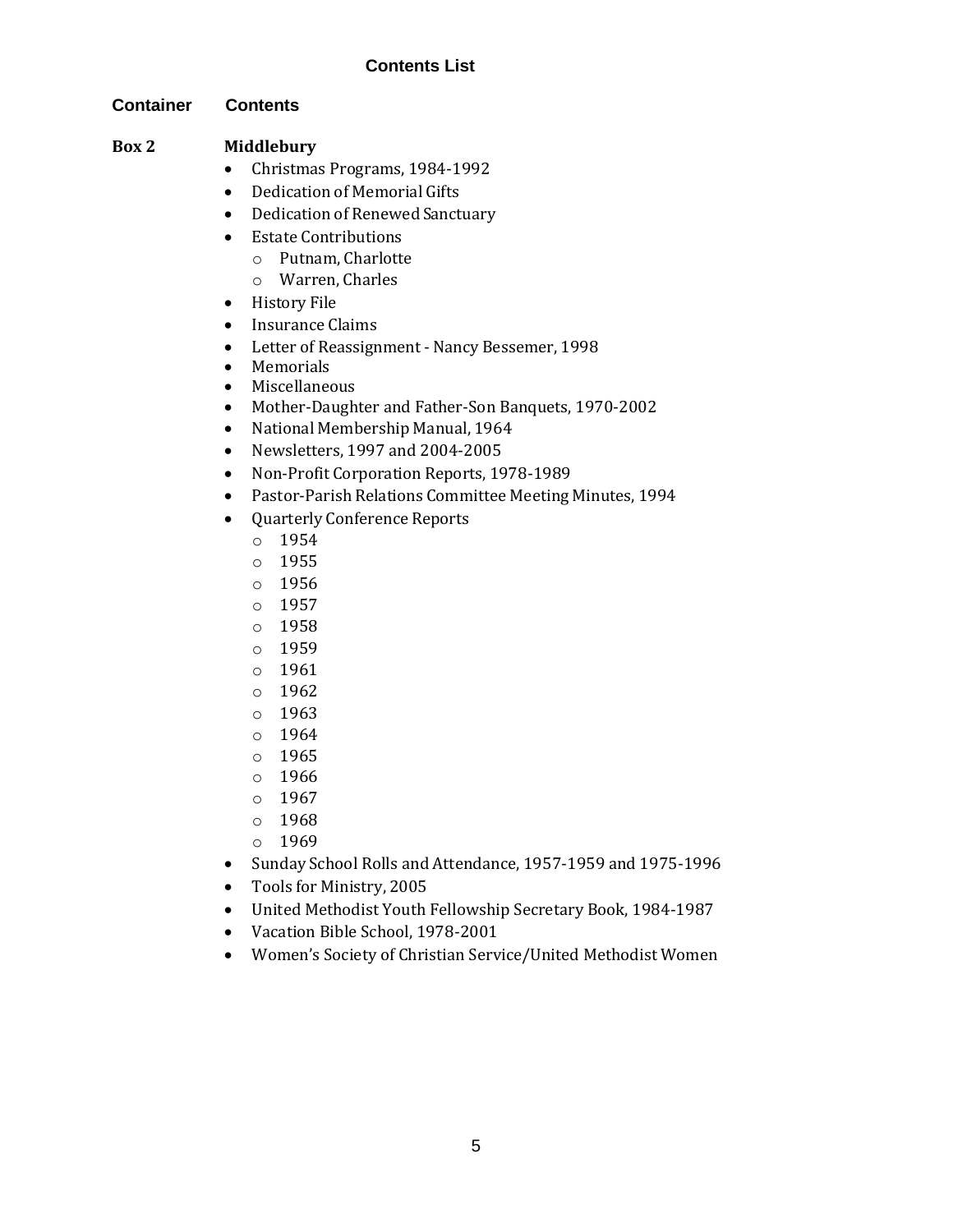## Contents List

| Container | Contents |
| --- | --- |

**Box 2** **Middlebury**

- Christmas Programs, 1984-1992
- Dedication of Memorial Gifts
- Dedication of Renewed Sanctuary
- Estate Contributions
  - Putnam, Charlotte
  - Warren, Charles
- History File
- Insurance Claims
- Letter of Reassignment - Nancy Bessemer, 1998
- Memorials
- Miscellaneous
- Mother-Daughter and Father-Son Banquets, 1970-2002
- National Membership Manual, 1964
- Newsletters, 1997 and 2004-2005
- Non-Profit Corporation Reports, 1978-1989
- Pastor-Parish Relations Committee Meeting Minutes, 1994
- Quarterly Conference Reports
  - 1954
  - 1955
  - 1956
  - 1957
  - 1958
  - 1959
  - 1961
  - 1962
  - 1963
  - 1964
  - 1965
  - 1966
  - 1967
  - 1968
  - 1969
- Sunday School Rolls and Attendance, 1957-1959 and 1975-1996
- Tools for Ministry, 2005
- United Methodist Youth Fellowship Secretary Book, 1984-1987
- Vacation Bible School, 1978-2001
- Women's Society of Christian Service/United Methodist Women